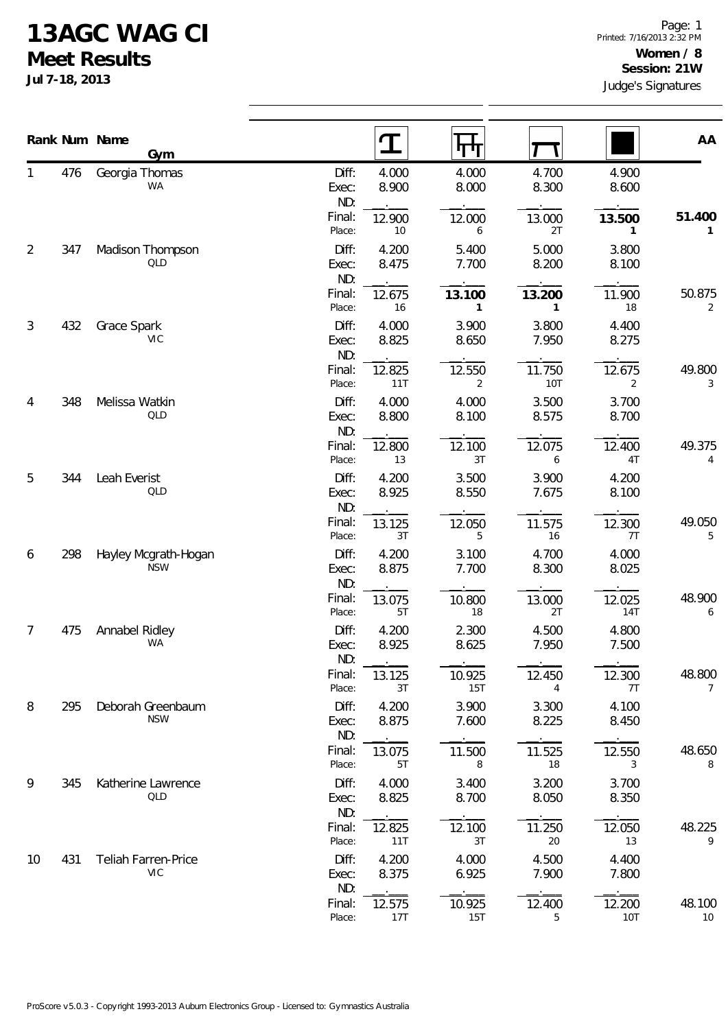# 13AGC WAG CI

## Meet Results

**Jul 7-18, 2013**

**Women / 8**
**Session: 21W**
Judge's Signatures

| Rank | Num | Name / Gym | | Vault | Bars | Beam | Floor | AA |
|---|---|---|---|---|---|---|---|---|
| 1 | 476 | Georgia Thomas | Diff: | 4.000 | 4.000 | 4.700 | 4.900 | |
| | | WA | Exec: | 8.900 | 8.000 | 8.300 | 8.600 | |
| | | | ND: | . | . | . | . | |
| | | | Final: | 12.900 | 12.000 | 13.000 | **13.500** | **51.400** |
| | | | Place: | 10 | 6 | 2T | **1** | **1** |
| 2 | 347 | Madison Thompson | Diff: | 4.200 | 5.400 | 5.000 | 3.800 | |
| | | QLD | Exec: | 8.475 | 7.700 | 8.200 | 8.100 | |
| | | | ND: | . | . | . | . | |
| | | | Final: | 12.675 | **13.100** | **13.200** | 11.900 | 50.875 |
| | | | Place: | 16 | **1** | **1** | 18 | 2 |
| 3 | 432 | Grace Spark | Diff: | 4.000 | 3.900 | 3.800 | 4.400 | |
| | | VIC | Exec: | 8.825 | 8.650 | 7.950 | 8.275 | |
| | | | ND: | . | . | . | . | |
| | | | Final: | 12.825 | 12.550 | 11.750 | 12.675 | 49.800 |
| | | | Place: | 11T | 2 | 10T | 2 | 3 |
| 4 | 348 | Melissa Watkin | Diff: | 4.000 | 4.000 | 3.500 | 3.700 | |
| | | QLD | Exec: | 8.800 | 8.100 | 8.575 | 8.700 | |
| | | | ND: | . | . | . | . | |
| | | | Final: | 12.800 | 12.100 | 12.075 | 12.400 | 49.375 |
| | | | Place: | 13 | 3T | 6 | 4T | 4 |
| 5 | 344 | Leah Everist | Diff: | 4.200 | 3.500 | 3.900 | 4.200 | |
| | | QLD | Exec: | 8.925 | 8.550 | 7.675 | 8.100 | |
| | | | ND: | . | . | . | . | |
| | | | Final: | 13.125 | 12.050 | 11.575 | 12.300 | 49.050 |
| | | | Place: | 3T | 5 | 16 | 7T | 5 |
| 6 | 298 | Hayley Mcgrath-Hogan | Diff: | 4.200 | 3.100 | 4.700 | 4.000 | |
| | | NSW | Exec: | 8.875 | 7.700 | 8.300 | 8.025 | |
| | | | ND: | . | . | . | . | |
| | | | Final: | 13.075 | 10.800 | 13.000 | 12.025 | 48.900 |
| | | | Place: | 5T | 18 | 2T | 14T | 6 |
| 7 | 475 | Annabel Ridley | Diff: | 4.200 | 2.300 | 4.500 | 4.800 | |
| | | WA | Exec: | 8.925 | 8.625 | 7.950 | 7.500 | |
| | | | ND: | . | . | . | . | |
| | | | Final: | 13.125 | 10.925 | 12.450 | 12.300 | 48.800 |
| | | | Place: | 3T | 15T | 4 | 7T | 7 |
| 8 | 295 | Deborah Greenbaum | Diff: | 4.200 | 3.900 | 3.300 | 4.100 | |
| | | NSW | Exec: | 8.875 | 7.600 | 8.225 | 8.450 | |
| | | | ND: | . | . | . | . | |
| | | | Final: | 13.075 | 11.500 | 11.525 | 12.550 | 48.650 |
| | | | Place: | 5T | 8 | 18 | 3 | 8 |
| 9 | 345 | Katherine Lawrence | Diff: | 4.000 | 3.400 | 3.200 | 3.700 | |
| | | QLD | Exec: | 8.825 | 8.700 | 8.050 | 8.350 | |
| | | | ND: | . | . | . | . | |
| | | | Final: | 12.825 | 12.100 | 11.250 | 12.050 | 48.225 |
| | | | Place: | 11T | 3T | 20 | 13 | 9 |
| 10 | 431 | Teliah Farren-Price | Diff: | 4.200 | 4.000 | 4.500 | 4.400 | |
| | | VIC | Exec: | 8.375 | 6.925 | 7.900 | 7.800 | |
| | | | ND: | . | . | . | . | |
| | | | Final: | 12.575 | 10.925 | 12.400 | 12.200 | 48.100 |
| | | | Place: | 17T | 15T | 5 | 10T | 10 |

ProScore v5.0.3 - Copyright 1993-2013 Auburn Electronics Group - Licensed to: Gymnastics Australia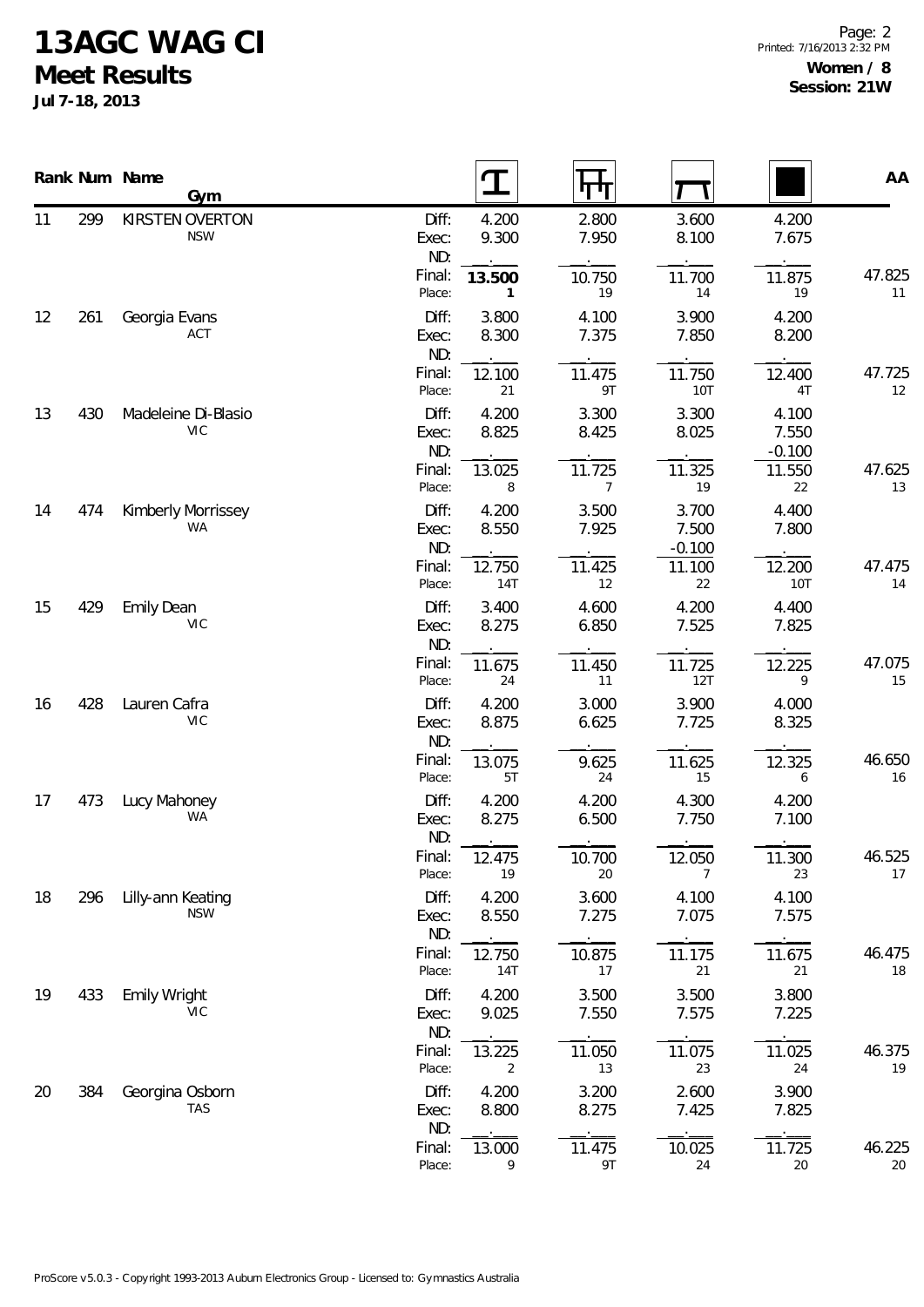# 13AGC WAG CI

## Meet Results

**Jul 7-18, 2013**

**Women / 8**
**Session: 21W**

| Rank | Num | Name / Gym | | Vault | Bars | Beam | Floor | AA |
|---|---|---|---|---|---|---|---|---|
| 11 | 299 | KIRSTEN OVERTON | Diff: | 4.200 | 2.800 | 3.600 | 4.200 | |
| | | NSW | Exec: | 9.300 | 7.950 | 8.100 | 7.675 | |
| | | | ND: | . | . | . | . | |
| | | | Final: | **13.500** | 10.750 | 11.700 | 11.875 | 47.825 |
| | | | Place: | **1** | 19 | 14 | 19 | 11 |
| 12 | 261 | Georgia Evans | Diff: | 3.800 | 4.100 | 3.900 | 4.200 | |
| | | ACT | Exec: | 8.300 | 7.375 | 7.850 | 8.200 | |
| | | | ND: | . | . | . | . | |
| | | | Final: | 12.100 | 11.475 | 11.750 | 12.400 | 47.725 |
| | | | Place: | 21 | 9T | 10T | 4T | 12 |
| 13 | 430 | Madeleine Di-Blasio | Diff: | 4.200 | 3.300 | 3.300 | 4.100 | |
| | | VIC | Exec: | 8.825 | 8.425 | 8.025 | 7.550 | |
| | | | ND: | . | . | . | -0.100 | |
| | | | Final: | 13.025 | 11.725 | 11.325 | 11.550 | 47.625 |
| | | | Place: | 8 | 7 | 19 | 22 | 13 |
| 14 | 474 | Kimberly Morrissey | Diff: | 4.200 | 3.500 | 3.700 | 4.400 | |
| | | WA | Exec: | 8.550 | 7.925 | 7.500 | 7.800 | |
| | | | ND: | . | . | -0.100 | . | |
| | | | Final: | 12.750 | 11.425 | 11.100 | 12.200 | 47.475 |
| | | | Place: | 14T | 12 | 22 | 10T | 14 |
| 15 | 429 | Emily Dean | Diff: | 3.400 | 4.600 | 4.200 | 4.400 | |
| | | VIC | Exec: | 8.275 | 6.850 | 7.525 | 7.825 | |
| | | | ND: | . | . | . | . | |
| | | | Final: | 11.675 | 11.450 | 11.725 | 12.225 | 47.075 |
| | | | Place: | 24 | 11 | 12T | 9 | 15 |
| 16 | 428 | Lauren Cafra | Diff: | 4.200 | 3.000 | 3.900 | 4.000 | |
| | | VIC | Exec: | 8.875 | 6.625 | 7.725 | 8.325 | |
| | | | ND: | . | . | . | . | |
| | | | Final: | 13.075 | 9.625 | 11.625 | 12.325 | 46.650 |
| | | | Place: | 5T | 24 | 15 | 6 | 16 |
| 17 | 473 | Lucy Mahoney | Diff: | 4.200 | 4.200 | 4.300 | 4.200 | |
| | | WA | Exec: | 8.275 | 6.500 | 7.750 | 7.100 | |
| | | | ND: | . | . | . | . | |
| | | | Final: | 12.475 | 10.700 | 12.050 | 11.300 | 46.525 |
| | | | Place: | 19 | 20 | 7 | 23 | 17 |
| 18 | 296 | Lilly-ann Keating | Diff: | 4.200 | 3.600 | 4.100 | 4.100 | |
| | | NSW | Exec: | 8.550 | 7.275 | 7.075 | 7.575 | |
| | | | ND: | . | . | . | . | |
| | | | Final: | 12.750 | 10.875 | 11.175 | 11.675 | 46.475 |
| | | | Place: | 14T | 17 | 21 | 21 | 18 |
| 19 | 433 | Emily Wright | Diff: | 4.200 | 3.500 | 3.500 | 3.800 | |
| | | VIC | Exec: | 9.025 | 7.550 | 7.575 | 7.225 | |
| | | | ND: | . | . | . | . | |
| | | | Final: | 13.225 | 11.050 | 11.075 | 11.025 | 46.375 |
| | | | Place: | 2 | 13 | 23 | 24 | 19 |
| 20 | 384 | Georgina Osborn | Diff: | 4.200 | 3.200 | 2.600 | 3.900 | |
| | | TAS | Exec: | 8.800 | 8.275 | 7.425 | 7.825 | |
| | | | ND: | . | . | . | . | |
| | | | Final: | 13.000 | 11.475 | 10.025 | 11.725 | 46.225 |
| | | | Place: | 9 | 9T | 24 | 20 | 20 |

ProScore v5.0.3 - Copyright 1993-2013 Auburn Electronics Group - Licensed to: Gymnastics Australia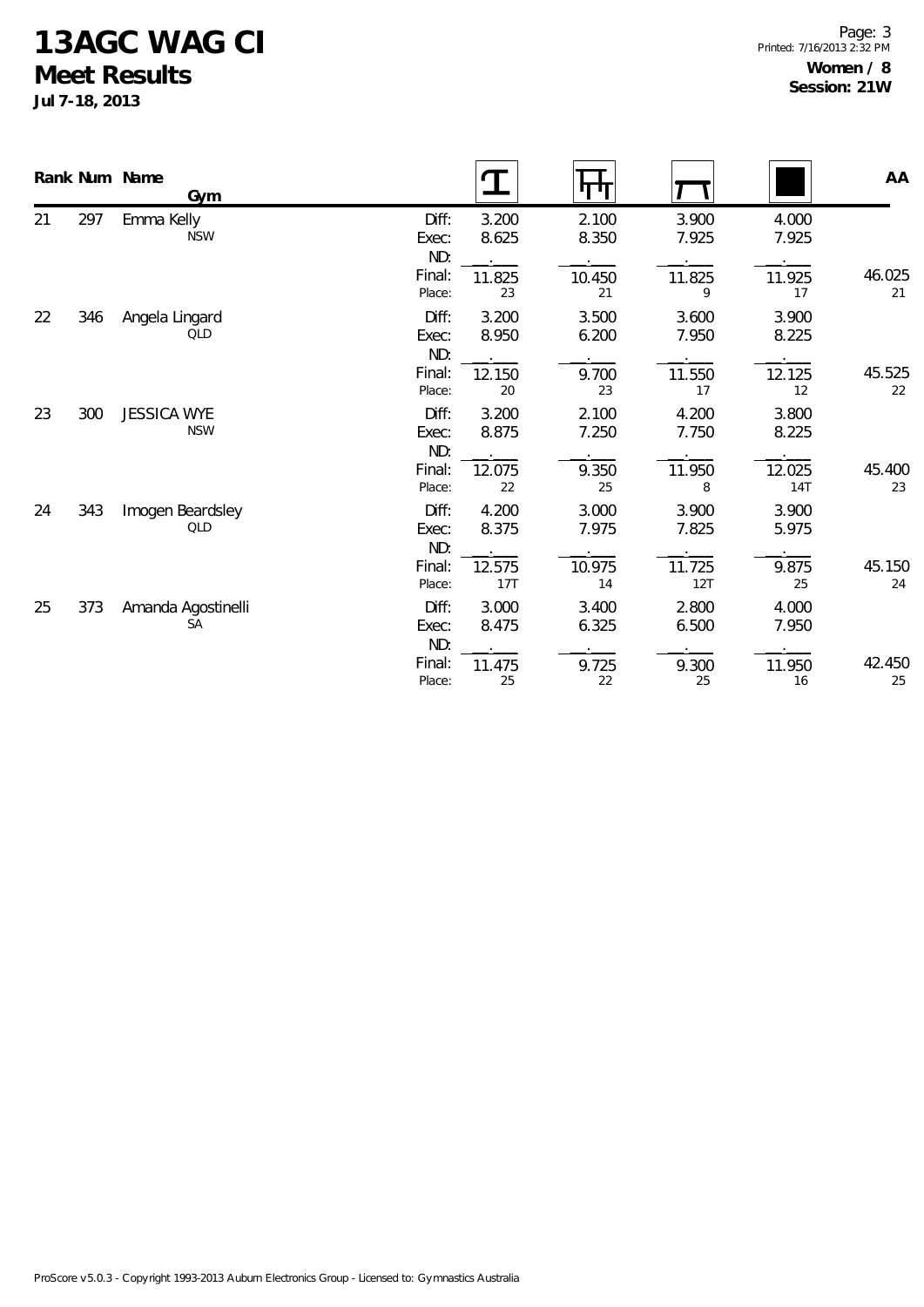# 13AGC WAG CI

## Meet Results

**Jul 7-18, 2013**

**Women / 8**
**Session: 21W**

| Rank | Num | Name / Gym | | Vault | Bars | Beam | Floor | AA |
|---|---|---|---|---|---|---|---|---|
| 21 | 297 | Emma Kelly | Diff: | 3.200 | 2.100 | 3.900 | 4.000 | |
| | | NSW | Exec: | 8.625 | 8.350 | 7.925 | 7.925 | |
| | | | ND: | . | . | . | . | |
| | | | Final: | 11.825 | 10.450 | 11.825 | 11.925 | 46.025 |
| | | | Place: | 23 | 21 | 9 | 17 | 21 |
| 22 | 346 | Angela Lingard | Diff: | 3.200 | 3.500 | 3.600 | 3.900 | |
| | | QLD | Exec: | 8.950 | 6.200 | 7.950 | 8.225 | |
| | | | ND: | . | . | . | . | |
| | | | Final: | 12.150 | 9.700 | 11.550 | 12.125 | 45.525 |
| | | | Place: | 20 | 23 | 17 | 12 | 22 |
| 23 | 300 | JESSICA WYE | Diff: | 3.200 | 2.100 | 4.200 | 3.800 | |
| | | NSW | Exec: | 8.875 | 7.250 | 7.750 | 8.225 | |
| | | | ND: | . | . | . | . | |
| | | | Final: | 12.075 | 9.350 | 11.950 | 12.025 | 45.400 |
| | | | Place: | 22 | 25 | 8 | 14T | 23 |
| 24 | 343 | Imogen Beardsley | Diff: | 4.200 | 3.000 | 3.900 | 3.900 | |
| | | QLD | Exec: | 8.375 | 7.975 | 7.825 | 5.975 | |
| | | | ND: | . | . | . | . | |
| | | | Final: | 12.575 | 10.975 | 11.725 | 9.875 | 45.150 |
| | | | Place: | 17T | 14 | 12T | 25 | 24 |
| 25 | 373 | Amanda Agostinelli | Diff: | 3.000 | 3.400 | 2.800 | 4.000 | |
| | | SA | Exec: | 8.475 | 6.325 | 6.500 | 7.950 | |
| | | | ND: | . | . | . | . | |
| | | | Final: | 11.475 | 9.725 | 9.300 | 11.950 | 42.450 |
| | | | Place: | 25 | 22 | 25 | 16 | 25 |

ProScore v5.0.3 - Copyright 1993-2013 Auburn Electronics Group - Licensed to: Gymnastics Australia